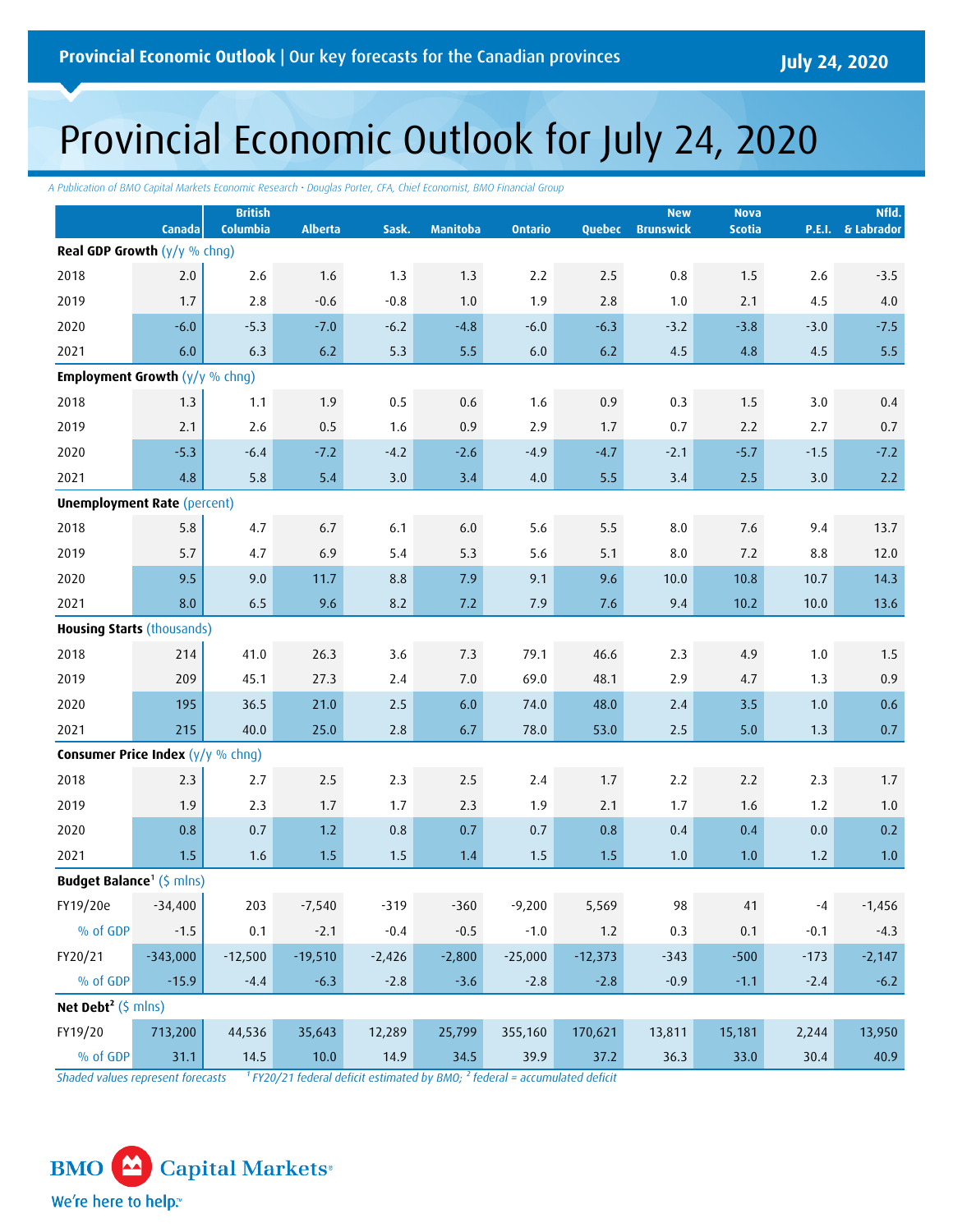Provincial Economic Outlook | Our key forecasts for the Canadian provinces

July 24, 2020

# Provincial Economic Outlook for July 24, 2020

*A Publication of BMO Capital Markets Economic Research • Douglas Porter, CFA, Chief Economist, BMO Financial Group*

| | Canada | British Columbia | Alberta | Sask. | Manitoba | Ontario | Quebec | New Brunswick | Nova Scotia | P.E.I. | Nfld. & Labrador |
|---|---|---|---|---|---|---|---|---|---|---|---|
| **Real GDP Growth** (y/y % chng) | | | | | | | | | | | |
| 2018 | 2.0 | 2.6 | 1.6 | 1.3 | 1.3 | 2.2 | 2.5 | 0.8 | 1.5 | 2.6 | -3.5 |
| 2019 | 1.7 | 2.8 | -0.6 | -0.8 | 1.0 | 1.9 | 2.8 | 1.0 | 2.1 | 4.5 | 4.0 |
| 2020 | -6.0 | -5.3 | -7.0 | -6.2 | -4.8 | -6.0 | -6.3 | -3.2 | -3.8 | -3.0 | -7.5 |
| 2021 | 6.0 | 6.3 | 6.2 | 5.3 | 5.5 | 6.0 | 6.2 | 4.5 | 4.8 | 4.5 | 5.5 |
| **Employment Growth** (y/y % chng) | | | | | | | | | | | |
| 2018 | 1.3 | 1.1 | 1.9 | 0.5 | 0.6 | 1.6 | 0.9 | 0.3 | 1.5 | 3.0 | 0.4 |
| 2019 | 2.1 | 2.6 | 0.5 | 1.6 | 0.9 | 2.9 | 1.7 | 0.7 | 2.2 | 2.7 | 0.7 |
| 2020 | -5.3 | -6.4 | -7.2 | -4.2 | -2.6 | -4.9 | -4.7 | -2.1 | -5.7 | -1.5 | -7.2 |
| 2021 | 4.8 | 5.8 | 5.4 | 3.0 | 3.4 | 4.0 | 5.5 | 3.4 | 2.5 | 3.0 | 2.2 |
| **Unemployment Rate** (percent) | | | | | | | | | | | |
| 2018 | 5.8 | 4.7 | 6.7 | 6.1 | 6.0 | 5.6 | 5.5 | 8.0 | 7.6 | 9.4 | 13.7 |
| 2019 | 5.7 | 4.7 | 6.9 | 5.4 | 5.3 | 5.6 | 5.1 | 8.0 | 7.2 | 8.8 | 12.0 |
| 2020 | 9.5 | 9.0 | 11.7 | 8.8 | 7.9 | 9.1 | 9.6 | 10.0 | 10.8 | 10.7 | 14.3 |
| 2021 | 8.0 | 6.5 | 9.6 | 8.2 | 7.2 | 7.9 | 7.6 | 9.4 | 10.2 | 10.0 | 13.6 |
| **Housing Starts** (thousands) | | | | | | | | | | | |
| 2018 | 214 | 41.0 | 26.3 | 3.6 | 7.3 | 79.1 | 46.6 | 2.3 | 4.9 | 1.0 | 1.5 |
| 2019 | 209 | 45.1 | 27.3 | 2.4 | 7.0 | 69.0 | 48.1 | 2.9 | 4.7 | 1.3 | 0.9 |
| 2020 | 195 | 36.5 | 21.0 | 2.5 | 6.0 | 74.0 | 48.0 | 2.4 | 3.5 | 1.0 | 0.6 |
| 2021 | 215 | 40.0 | 25.0 | 2.8 | 6.7 | 78.0 | 53.0 | 2.5 | 5.0 | 1.3 | 0.7 |
| **Consumer Price Index** (y/y % chng) | | | | | | | | | | | |
| 2018 | 2.3 | 2.7 | 2.5 | 2.3 | 2.5 | 2.4 | 1.7 | 2.2 | 2.2 | 2.3 | 1.7 |
| 2019 | 1.9 | 2.3 | 1.7 | 1.7 | 2.3 | 1.9 | 2.1 | 1.7 | 1.6 | 1.2 | 1.0 |
| 2020 | 0.8 | 0.7 | 1.2 | 0.8 | 0.7 | 0.7 | 0.8 | 0.4 | 0.4 | 0.0 | 0.2 |
| 2021 | 1.5 | 1.6 | 1.5 | 1.5 | 1.4 | 1.5 | 1.5 | 1.0 | 1.0 | 1.2 | 1.0 |
| **Budget Balance**[1] ($ mlns) | | | | | | | | | | | |
| FY19/20e | -34,400 | 203 | -7,540 | -319 | -360 | -9,200 | 5,569 | 98 | 41 | -4 | -1,456 |
| % of GDP | -1.5 | 0.1 | -2.1 | -0.4 | -0.5 | -1.0 | 1.2 | 0.3 | 0.1 | -0.1 | -4.3 |
| FY20/21 | -343,000 | -12,500 | -19,510 | -2,426 | -2,800 | -25,000 | -12,373 | -343 | -500 | -173 | -2,147 |
| % of GDP | -15.9 | -4.4 | -6.3 | -2.8 | -3.6 | -2.8 | -2.8 | -0.9 | -1.1 | -2.4 | -6.2 |
| **Net Debt**[2] ($ mlns) | | | | | | | | | | | |
| FY19/20 | 713,200 | 44,536 | 35,643 | 12,289 | 25,799 | 355,160 | 170,621 | 13,811 | 15,181 | 2,244 | 13,950 |
| % of GDP | 31.1 | 14.5 | 10.0 | 14.9 | 34.5 | 39.9 | 37.2 | 36.3 | 33.0 | 30.4 | 40.9 |

*Shaded values represent forecasts* [1] *FY20/21 federal deficit estimated by BMO;* [2] *federal = accumulated deficit*

BMO Capital Markets

We're here to help.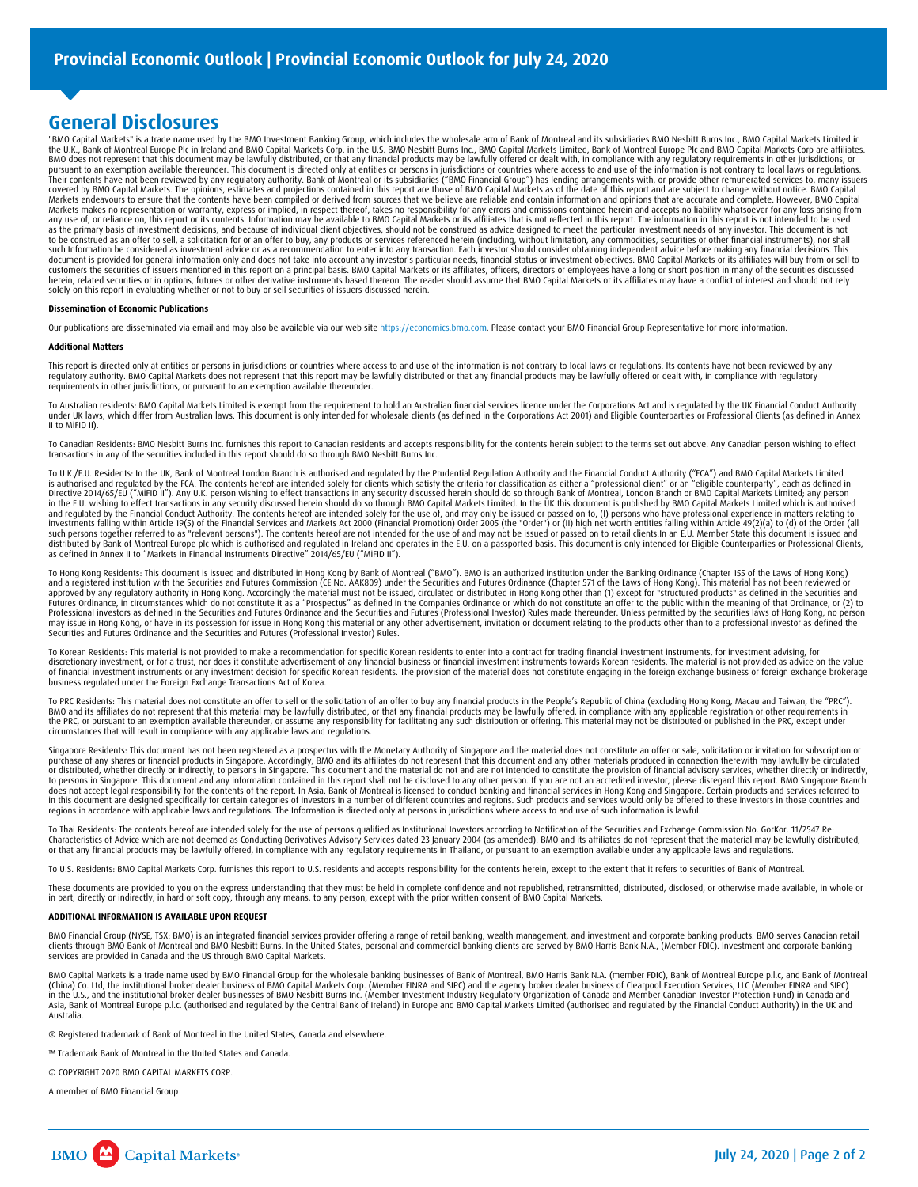## General Disclosures

"BMO Capital Markets" is a trade name used by the BMO Investment Banking Group, which includes the wholesale arm of Bank of Montreal and its subsidiaries BMO Nesbitt Burns Inc., BMO Capital Markets Limited in the U.K., Bank of Montreal Europe Plc in Ireland and BMO Capital Markets Corp. in the U.S. BMO Nesbitt Burns Inc., BMO Capital Markets Limited, Bank of Montreal Europe Plc and BMO Capital Markets Corp are affiliates. BMO does not represent that this document may be lawfully distributed, or that any financial products may be lawfully offered or dealt with, in compliance with any regulatory requirements in other jurisdictions, or pursuant to an exemption available thereunder. This document is directed only at entities or persons in jurisdictions or countries where access to and use of the information is not contrary to local laws or regulations. Their contents have not been reviewed by any regulatory authority. Bank of Montreal or its subsidiaries ("BMO Financial Group") has lending arrangements with, or provide other remunerated services to, many issuers covered by BMO Capital Markets. The opinions, estimates and projections contained in this report are those of BMO Capital Markets as of the date of this report and are subject to change without notice. BMO Capital Markets endeavours to ensure that the contents have been compiled or derived from sources that we believe are reliable and contain information and opinions that are accurate and complete. However, BMO Capital Markets makes no representation or warranty, express or implied, in respect thereof, takes no responsibility for any errors and omissions contained herein and accepts no liability whatsoever for any loss arising from any use of, or reliance on, this report or its contents. Information may be available to BMO Capital Markets or its affiliates that is not reflected in this report. The information in this report is not intended to be used as the primary basis of investment decisions, and because of individual client objectives, should not be construed as advice designed to meet the particular investment needs of any investor. This document is not to be construed as an offer to sell, a solicitation for or an offer to buy, any products or services referenced herein (including, without limitation, any commodities, securities or other financial instruments), nor shall such Information be considered as investment advice or as a recommendation to enter into any transaction. Each investor should consider obtaining independent advice before making any financial decisions. This document is provided for general information only and does not take into account any investor's particular needs, financial status or investment objectives. BMO Capital Markets or its affiliates will buy from or sell to customers the securities of issuers mentioned in this report on a principal basis. BMO Capital Markets or its affiliates, officers, directors or employees have a long or short position in many of the securities discussed herein, related securities or in options, futures or other derivative instruments based thereon. The reader should assume that BMO Capital Markets or its affiliates may have a conflict of interest and should not rely solely on this report in evaluating whether or not to buy or sell securities of issuers discussed herein.

**Dissemination of Economic Publications**

Our publications are disseminated via email and may also be available via our web site https://economics.bmo.com. Please contact your BMO Financial Group Representative for more information.

**Additional Matters**

This report is directed only at entities or persons in jurisdictions or countries where access to and use of the information is not contrary to local laws or regulations. Its contents have not been reviewed by any regulatory authority. BMO Capital Markets does not represent that this report may be lawfully distributed or that any financial products may be lawfully offered or dealt with, in compliance with regulatory requirements in other jurisdictions, or pursuant to an exemption available thereunder.

To Australian residents: BMO Capital Markets Limited is exempt from the requirement to hold an Australian financial services licence under the Corporations Act and is regulated by the UK Financial Conduct Authority under UK laws, which differ from Australian laws. This document is only intended for wholesale clients (as defined in the Corporations Act 2001) and Eligible Counterparties or Professional Clients (as defined in Annex II to MiFID II).

To Canadian Residents: BMO Nesbitt Burns Inc. furnishes this report to Canadian residents and accepts responsibility for the contents herein subject to the terms set out above. Any Canadian person wishing to effect transactions in any of the securities included in this report should do so through BMO Nesbitt Burns Inc.

To U.K./E.U. Residents: In the UK, Bank of Montreal London Branch is authorised and regulated by the Prudential Regulation Authority and the Financial Conduct Authority ("FCA") and BMO Capital Markets Limited is authorised and regulated by the FCA. The contents hereof are intended solely for clients which satisfy the criteria for classification as either a "professional client" or an "eligible counterparty", each as defined in Directive 2014/65/EU ("MiFID II"). Any U.K. person wishing to effect transactions in any security discussed herein should do so through Bank of Montreal, London Branch or BMO Capital Markets Limited; any person in the E.U. wishing to effect transactions in any security discussed herein should do so through BMO Capital Markets Limited. In the UK this document is published by BMO Capital Markets Limited which is authorised and regulated by the Financial Conduct Authority. The contents hereof are intended solely for the use of, and may only be issued or passed on to, (I) persons who have professional experience in matters relating to investments falling within Article 19(5) of the Financial Services and Markets Act 2000 (Financial Promotion) Order 2005 (the "Order") or (II) high net worth entities falling within Article 49(2)(a) to (d) of the Order (all such persons together referred to as "relevant persons"). The contents hereof are not intended for the use of and may not be issued or passed on to retail clients.In an E.U. Member State this document is issued and distributed by Bank of Montreal Europe plc which is authorised and regulated in Ireland and operates in the E.U. on a passported basis. This document is only intended for Eligible Counterparties or Professional Clients, as defined in Annex II to "Markets in Financial Instruments Directive" 2014/65/EU ("MiFID II").

To Hong Kong Residents: This document is issued and distributed in Hong Kong by Bank of Montreal ("BMO"). BMO is an authorized institution under the Banking Ordinance (Chapter 155 of the Laws of Hong Kong) and a registered institution with the Securities and Futures Commission (CE No. AAK809) under the Securities and Futures Ordinance (Chapter 571 of the Laws of Hong Kong). This material has not been reviewed or approved by any regulatory authority in Hong Kong. Accordingly the material must not be issued, circulated or distributed in Hong Kong other than (1) except for "structured products" as defined in the Securities and Futures Ordinance, in circumstances which do not constitute it as a "Prospectus" as defined in the Companies Ordinance or which do not constitute an offer to the public within the meaning of that Ordinance, or (2) to Professional investors as defined in the Securities and Futures Ordinance and the Securities and Futures (Professional Investor) Rules made thereunder. Unless permitted by the securities laws of Hong Kong, no person may issue in Hong Kong, or have in its possession for issue in Hong Kong this material or any other advertisement, invitation or document relating to the products other than to a professional investor as defined the Securities and Futures Ordinance and the Securities and Futures (Professional Investor) Rules.

To Korean Residents: This material is not provided to make a recommendation for specific Korean residents to enter into a contract for trading financial investment instruments, for investment advising, for discretionary investment, or for a trust, nor does it constitute advertisement of any financial business or financial investment instruments towards Korean residents. The material is not provided as advice on the value of financial investment instruments or any investment decision for specific Korean residents. The provision of the material does not constitute engaging in the foreign exchange business or foreign exchange brokerage business regulated under the Foreign Exchange Transactions Act of Korea.

To PRC Residents: This material does not constitute an offer to sell or the solicitation of an offer to buy any financial products in the People's Republic of China (excluding Hong Kong, Macau and Taiwan, the "PRC"). BMO and its affiliates do not represent that this material may be lawfully distributed, or that any financial products may be lawfully offered, in compliance with any applicable registration or other requirements in the PRC, or pursuant to an exemption available thereunder, or assume any responsibility for facilitating any such distribution or offering. This material may not be distributed or published in the PRC, except under circumstances that will result in compliance with any applicable laws and regulations.

Singapore Residents: This document has not been registered as a prospectus with the Monetary Authority of Singapore and the material does not constitute an offer or sale, solicitation or invitation for subscription or purchase of any shares or financial products in Singapore. Accordingly, BMO and its affiliates do not represent that this document and any other materials produced in connection therewith may lawfully be circulated or distributed, whether directly or indirectly, to persons in Singapore. This document and the material do not and are not intended to constitute the provision of financial advisory services, whether directly or indirectly, to persons in Singapore. This document and any information contained in this report shall not be disclosed to any other person. If you are not an accredited investor, please disregard this report. BMO Singapore Branch does not accept legal responsibility for the contents of the report. In Asia, Bank of Montreal is licensed to conduct banking and financial services in Hong Kong and Singapore. Certain products and services referred to in this document are designed specifically for certain categories of investors in a number of different countries and regions. Such products and services would only be offered to these investors in those countries and regions in accordance with applicable laws and regulations. The Information is directed only at persons in jurisdictions where access to and use of such information is lawful.

To Thai Residents: The contents hereof are intended solely for the use of persons qualified as Institutional Investors according to Notification of the Securities and Exchange Commission No. GorKor. 11/2547 Re: Characteristics of Advice which are not deemed as Conducting Derivatives Advisory Services dated 23 January 2004 (as amended). BMO and its affiliates do not represent that the material may be lawfully distributed, or that any financial products may be lawfully offered, in compliance with any regulatory requirements in Thailand, or pursuant to an exemption available under any applicable laws and regulations.

To U.S. Residents: BMO Capital Markets Corp. furnishes this report to U.S. residents and accepts responsibility for the contents herein, except to the extent that it refers to securities of Bank of Montreal.

These documents are provided to you on the express understanding that they must be held in complete confidence and not republished, retransmitted, distributed, disclosed, or otherwise made available, in whole or in part, directly or indirectly, in hard or soft copy, through any means, to any person, except with the prior written consent of BMO Capital Markets.

**ADDITIONAL INFORMATION IS AVAILABLE UPON REQUEST**

BMO Financial Group (NYSE, TSX: BMO) is an integrated financial services provider offering a range of retail banking, wealth management, and investment and corporate banking products. BMO serves Canadian retail clients through BMO Bank of Montreal and BMO Nesbitt Burns. In the United States, personal and commercial banking clients are served by BMO Harris Bank N.A., (Member FDIC). Investment and corporate banking services are provided in Canada and the US through BMO Capital Markets.

BMO Capital Markets is a trade name used by BMO Financial Group for the wholesale banking businesses of Bank of Montreal, BMO Harris Bank N.A. (member FDIC), Bank of Montreal Europe p.l.c, and Bank of Montreal (China) Co. Ltd, the institutional broker dealer business of BMO Capital Markets Corp. (Member FINRA and SIPC) and the agency broker dealer business of Clearpool Execution Services, LLC (Member FINRA and SIPC) in the U.S., and the institutional broker dealer businesses of BMO Nesbitt Burns Inc. (Member Investment Industry Regulatory Organization of Canada and Member Canadian Investor Protection Fund) in Canada and Asia, Bank of Montreal Europe p.l.c. (authorised and regulated by the Central Bank of Ireland) in Europe and BMO Capital Markets Limited (authorised and regulated by the Financial Conduct Authority) in the UK and Australia.

® Registered trademark of Bank of Montreal in the United States, Canada and elsewhere.

™ Trademark Bank of Montreal in the United States and Canada.

© COPYRIGHT 2020 BMO CAPITAL MARKETS CORP.

A member of BMO Financial Group